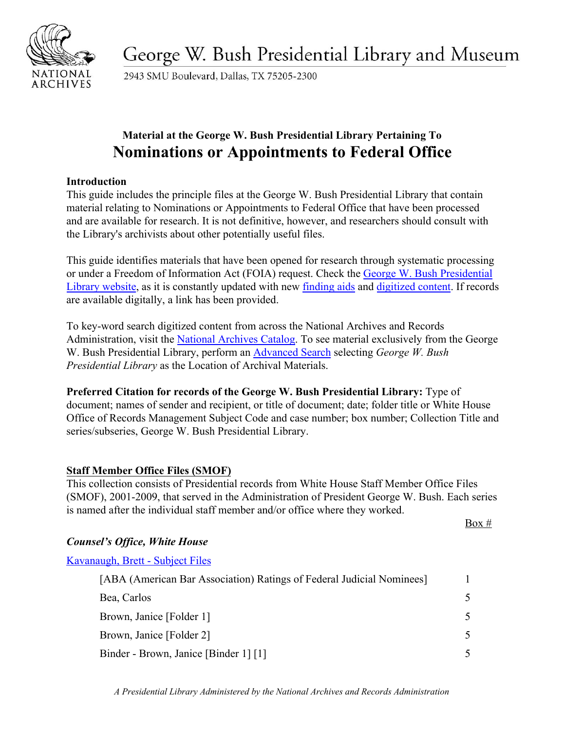George W. Bush Presidential Library and Museum

2943 SMU Boulevard, Dallas, TX 75205-2300

### Material at the George W. Bush Presidential Library Pertaining To

# Nominations or Appointments to Federal Office

**Introduction**

This guide includes the principle files at the George W. Bush Presidential Library that contain material relating to Nominations or Appointments to Federal Office that have been processed and are available for research. It is not definitive, however, and researchers should consult with the Library's archivists about other potentially useful files.

This guide identifies materials that have been opened for research through systematic processing or under a Freedom of Information Act (FOIA) request. Check the George W. Bush Presidential Library website, as it is constantly updated with new finding aids and digitized content. If records are available digitally, a link has been provided.

To key-word search digitized content from across the National Archives and Records Administration, visit the National Archives Catalog. To see material exclusively from the George W. Bush Presidential Library, perform an Advanced Search selecting *George W. Bush Presidential Library* as the Location of Archival Materials.

**Preferred Citation for records of the George W. Bush Presidential Library:** Type of document; names of sender and recipient, or title of document; date; folder title or White House Office of Records Management Subject Code and case number; box number; Collection Title and series/subseries, George W. Bush Presidential Library.

**Staff Member Office Files (SMOF)**

This collection consists of Presidential records from White House Staff Member Office Files (SMOF), 2001-2009, that served in the Administration of President George W. Bush. Each series is named after the individual staff member and/or office where they worked.

***Counsel's Office, White House***

Kavanaugh, Brett - Subject Files

| | Box # |
|---|---|
| [ABA (American Bar Association) Ratings of Federal Judicial Nominees] | 1 |
| Bea, Carlos | 5 |
| Brown, Janice [Folder 1] | 5 |
| Brown, Janice [Folder 2] | 5 |
| Binder - Brown, Janice [Binder 1] [1] | 5 |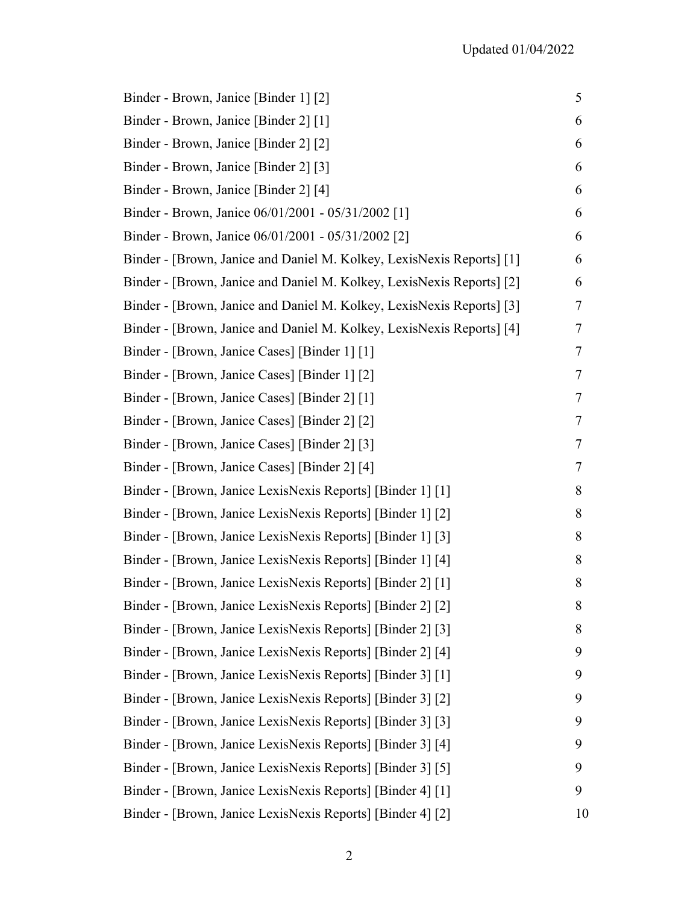| | |
|---|---|
| Binder - Brown, Janice [Binder 1] [2] | 5 |
| Binder - Brown, Janice [Binder 2] [1] | 6 |
| Binder - Brown, Janice [Binder 2] [2] | 6 |
| Binder - Brown, Janice [Binder 2] [3] | 6 |
| Binder - Brown, Janice [Binder 2] [4] | 6 |
| Binder - Brown, Janice 06/01/2001 - 05/31/2002 [1] | 6 |
| Binder - Brown, Janice 06/01/2001 - 05/31/2002 [2] | 6 |
| Binder - [Brown, Janice and Daniel M. Kolkey, LexisNexis Reports] [1] | 6 |
| Binder - [Brown, Janice and Daniel M. Kolkey, LexisNexis Reports] [2] | 6 |
| Binder - [Brown, Janice and Daniel M. Kolkey, LexisNexis Reports] [3] | 7 |
| Binder - [Brown, Janice and Daniel M. Kolkey, LexisNexis Reports] [4] | 7 |
| Binder - [Brown, Janice Cases] [Binder 1] [1] | 7 |
| Binder - [Brown, Janice Cases] [Binder 1] [2] | 7 |
| Binder - [Brown, Janice Cases] [Binder 2] [1] | 7 |
| Binder - [Brown, Janice Cases] [Binder 2] [2] | 7 |
| Binder - [Brown, Janice Cases] [Binder 2] [3] | 7 |
| Binder - [Brown, Janice Cases] [Binder 2] [4] | 7 |
| Binder - [Brown, Janice LexisNexis Reports] [Binder 1] [1] | 8 |
| Binder - [Brown, Janice LexisNexis Reports] [Binder 1] [2] | 8 |
| Binder - [Brown, Janice LexisNexis Reports] [Binder 1] [3] | 8 |
| Binder - [Brown, Janice LexisNexis Reports] [Binder 1] [4] | 8 |
| Binder - [Brown, Janice LexisNexis Reports] [Binder 2] [1] | 8 |
| Binder - [Brown, Janice LexisNexis Reports] [Binder 2] [2] | 8 |
| Binder - [Brown, Janice LexisNexis Reports] [Binder 2] [3] | 8 |
| Binder - [Brown, Janice LexisNexis Reports] [Binder 2] [4] | 9 |
| Binder - [Brown, Janice LexisNexis Reports] [Binder 3] [1] | 9 |
| Binder - [Brown, Janice LexisNexis Reports] [Binder 3] [2] | 9 |
| Binder - [Brown, Janice LexisNexis Reports] [Binder 3] [3] | 9 |
| Binder - [Brown, Janice LexisNexis Reports] [Binder 3] [4] | 9 |
| Binder - [Brown, Janice LexisNexis Reports] [Binder 3] [5] | 9 |
| Binder - [Brown, Janice LexisNexis Reports] [Binder 4] [1] | 9 |
| Binder - [Brown, Janice LexisNexis Reports] [Binder 4] [2] | 10 |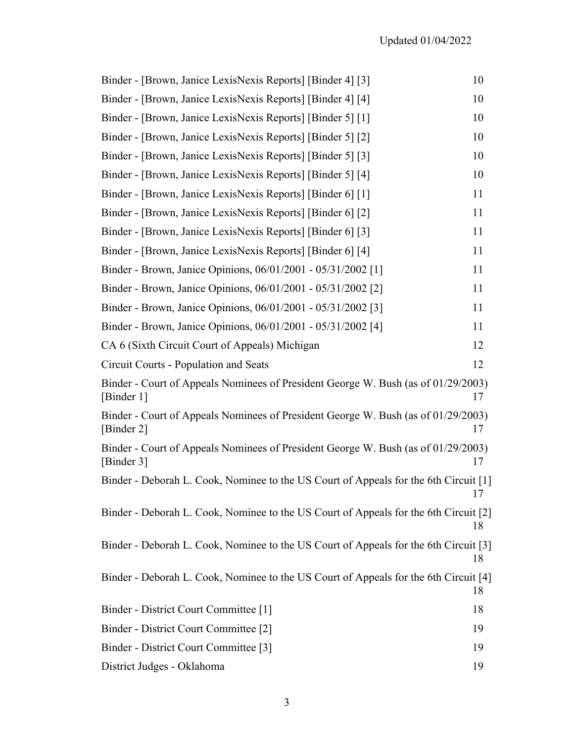| | |
|---|---|
| Binder - [Brown, Janice LexisNexis Reports] [Binder 4] [3] | 10 |
| Binder - [Brown, Janice LexisNexis Reports] [Binder 4] [4] | 10 |
| Binder - [Brown, Janice LexisNexis Reports] [Binder 5] [1] | 10 |
| Binder - [Brown, Janice LexisNexis Reports] [Binder 5] [2] | 10 |
| Binder - [Brown, Janice LexisNexis Reports] [Binder 5] [3] | 10 |
| Binder - [Brown, Janice LexisNexis Reports] [Binder 5] [4] | 10 |
| Binder - [Brown, Janice LexisNexis Reports] [Binder 6] [1] | 11 |
| Binder - [Brown, Janice LexisNexis Reports] [Binder 6] [2] | 11 |
| Binder - [Brown, Janice LexisNexis Reports] [Binder 6] [3] | 11 |
| Binder - [Brown, Janice LexisNexis Reports] [Binder 6] [4] | 11 |
| Binder - Brown, Janice Opinions, 06/01/2001 - 05/31/2002 [1] | 11 |
| Binder - Brown, Janice Opinions, 06/01/2001 - 05/31/2002 [2] | 11 |
| Binder - Brown, Janice Opinions, 06/01/2001 - 05/31/2002 [3] | 11 |
| Binder - Brown, Janice Opinions, 06/01/2001 - 05/31/2002 [4] | 11 |
| CA 6 (Sixth Circuit Court of Appeals) Michigan | 12 |
| Circuit Courts - Population and Seats | 12 |
| Binder - Court of Appeals Nominees of President George W. Bush (as of 01/29/2003) [Binder 1] | 17 |
| Binder - Court of Appeals Nominees of President George W. Bush (as of 01/29/2003) [Binder 2] | 17 |
| Binder - Court of Appeals Nominees of President George W. Bush (as of 01/29/2003) [Binder 3] | 17 |
| Binder - Deborah L. Cook, Nominee to the US Court of Appeals for the 6th Circuit [1] | 17 |
| Binder - Deborah L. Cook, Nominee to the US Court of Appeals for the 6th Circuit [2] | 18 |
| Binder - Deborah L. Cook, Nominee to the US Court of Appeals for the 6th Circuit [3] | 18 |
| Binder - Deborah L. Cook, Nominee to the US Court of Appeals for the 6th Circuit [4] | 18 |
| Binder - District Court Committee [1] | 18 |
| Binder - District Court Committee [2] | 19 |
| Binder - District Court Committee [3] | 19 |
| District Judges - Oklahoma | 19 |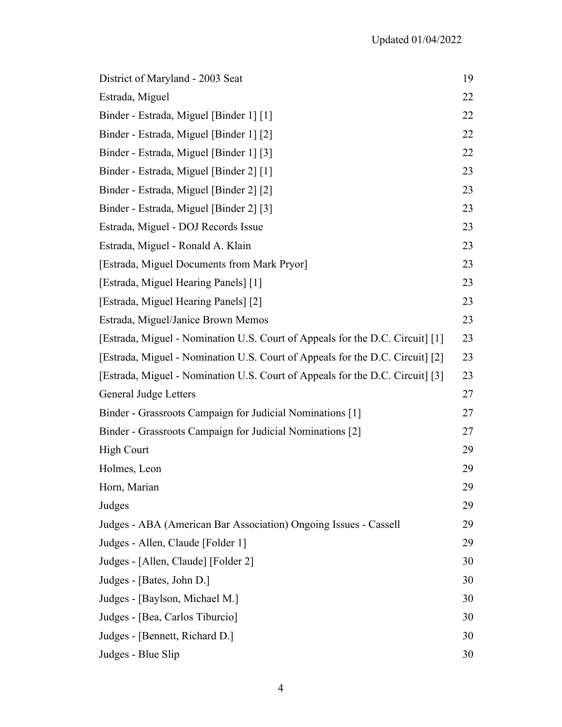Updated 01/04/2022

| | |
|---|---|
| District of Maryland - 2003 Seat | 19 |
| Estrada, Miguel | 22 |
| Binder - Estrada, Miguel [Binder 1] [1] | 22 |
| Binder - Estrada, Miguel [Binder 1] [2] | 22 |
| Binder - Estrada, Miguel [Binder 1] [3] | 22 |
| Binder - Estrada, Miguel [Binder 2] [1] | 23 |
| Binder - Estrada, Miguel [Binder 2] [2] | 23 |
| Binder - Estrada, Miguel [Binder 2] [3] | 23 |
| Estrada, Miguel - DOJ Records Issue | 23 |
| Estrada, Miguel - Ronald A. Klain | 23 |
| [Estrada, Miguel Documents from Mark Pryor] | 23 |
| [Estrada, Miguel Hearing Panels] [1] | 23 |
| [Estrada, Miguel Hearing Panels] [2] | 23 |
| Estrada, Miguel/Janice Brown Memos | 23 |
| [Estrada, Miguel - Nomination U.S. Court of Appeals for the D.C. Circuit] [1] | 23 |
| [Estrada, Miguel - Nomination U.S. Court of Appeals for the D.C. Circuit] [2] | 23 |
| [Estrada, Miguel - Nomination U.S. Court of Appeals for the D.C. Circuit] [3] | 23 |
| General Judge Letters | 27 |
| Binder - Grassroots Campaign for Judicial Nominations [1] | 27 |
| Binder - Grassroots Campaign for Judicial Nominations [2] | 27 |
| High Court | 29 |
| Holmes, Leon | 29 |
| Horn, Marian | 29 |
| Judges | 29 |
| Judges - ABA (American Bar Association) Ongoing Issues - Cassell | 29 |
| Judges - Allen, Claude [Folder 1] | 29 |
| Judges - [Allen, Claude] [Folder 2] | 30 |
| Judges - [Bates, John D.] | 30 |
| Judges - [Baylson, Michael M.] | 30 |
| Judges - [Bea, Carlos Tiburcio] | 30 |
| Judges - [Bennett, Richard D.] | 30 |
| Judges - Blue Slip | 30 |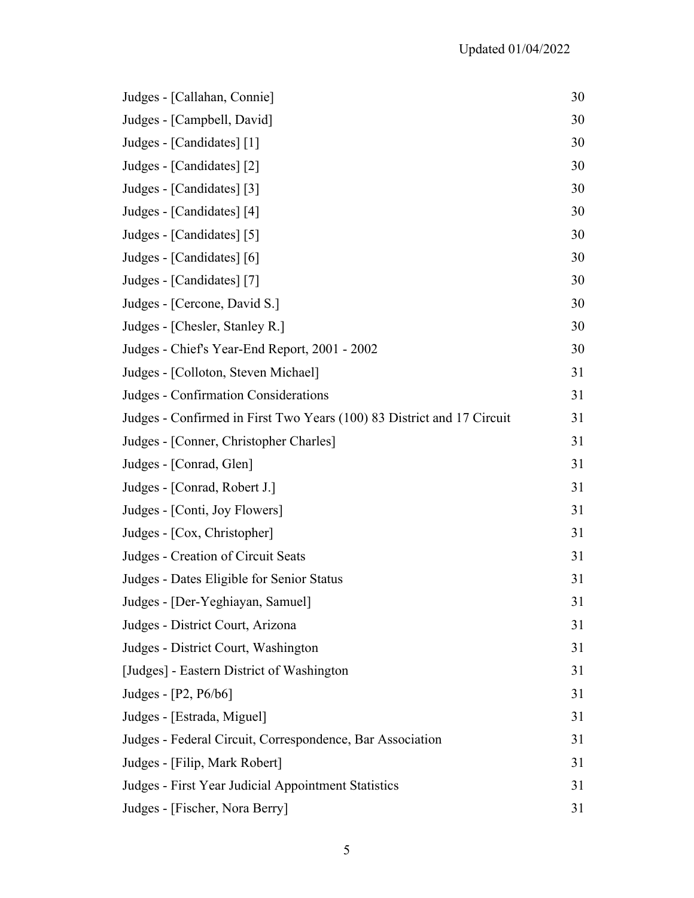| | |
|---|---|
| Judges - [Callahan, Connie] | 30 |
| Judges - [Campbell, David] | 30 |
| Judges - [Candidates] [1] | 30 |
| Judges - [Candidates] [2] | 30 |
| Judges - [Candidates] [3] | 30 |
| Judges - [Candidates] [4] | 30 |
| Judges - [Candidates] [5] | 30 |
| Judges - [Candidates] [6] | 30 |
| Judges - [Candidates] [7] | 30 |
| Judges - [Cercone, David S.] | 30 |
| Judges - [Chesler, Stanley R.] | 30 |
| Judges - Chief's Year-End Report, 2001 - 2002 | 30 |
| Judges - [Colloton, Steven Michael] | 31 |
| Judges - Confirmation Considerations | 31 |
| Judges - Confirmed in First Two Years (100) 83 District and 17 Circuit | 31 |
| Judges - [Conner, Christopher Charles] | 31 |
| Judges - [Conrad, Glen] | 31 |
| Judges - [Conrad, Robert J.] | 31 |
| Judges - [Conti, Joy Flowers] | 31 |
| Judges - [Cox, Christopher] | 31 |
| Judges - Creation of Circuit Seats | 31 |
| Judges - Dates Eligible for Senior Status | 31 |
| Judges - [Der-Yeghiayan, Samuel] | 31 |
| Judges - District Court, Arizona | 31 |
| Judges - District Court, Washington | 31 |
| [Judges] - Eastern District of Washington | 31 |
| Judges - [P2, P6/b6] | 31 |
| Judges - [Estrada, Miguel] | 31 |
| Judges - Federal Circuit, Correspondence, Bar Association | 31 |
| Judges - [Filip, Mark Robert] | 31 |
| Judges - First Year Judicial Appointment Statistics | 31 |
| Judges - [Fischer, Nora Berry] | 31 |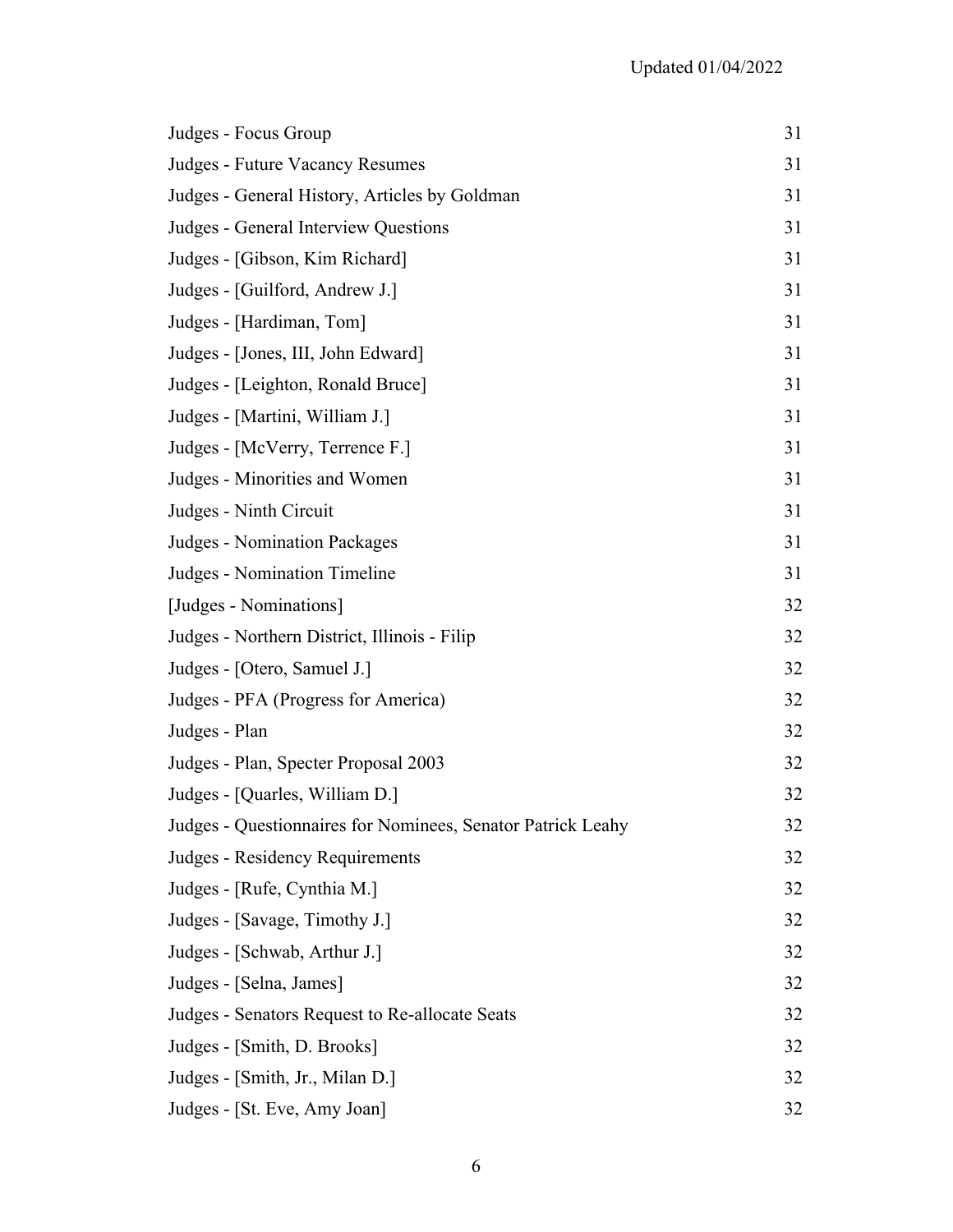| | |
|---|---|
| Judges - Focus Group | 31 |
| Judges - Future Vacancy Resumes | 31 |
| Judges - General History, Articles by Goldman | 31 |
| Judges - General Interview Questions | 31 |
| Judges - [Gibson, Kim Richard] | 31 |
| Judges - [Guilford, Andrew J.] | 31 |
| Judges - [Hardiman, Tom] | 31 |
| Judges - [Jones, III, John Edward] | 31 |
| Judges - [Leighton, Ronald Bruce] | 31 |
| Judges - [Martini, William J.] | 31 |
| Judges - [McVerry, Terrence F.] | 31 |
| Judges - Minorities and Women | 31 |
| Judges - Ninth Circuit | 31 |
| Judges - Nomination Packages | 31 |
| Judges - Nomination Timeline | 31 |
| [Judges - Nominations] | 32 |
| Judges - Northern District, Illinois - Filip | 32 |
| Judges - [Otero, Samuel J.] | 32 |
| Judges - PFA (Progress for America) | 32 |
| Judges - Plan | 32 |
| Judges - Plan, Specter Proposal 2003 | 32 |
| Judges - [Quarles, William D.] | 32 |
| Judges - Questionnaires for Nominees, Senator Patrick Leahy | 32 |
| Judges - Residency Requirements | 32 |
| Judges - [Rufe, Cynthia M.] | 32 |
| Judges - [Savage, Timothy J.] | 32 |
| Judges - [Schwab, Arthur J.] | 32 |
| Judges - [Selna, James] | 32 |
| Judges - Senators Request to Re-allocate Seats | 32 |
| Judges - [Smith, D. Brooks] | 32 |
| Judges - [Smith, Jr., Milan D.] | 32 |
| Judges - [St. Eve, Amy Joan] | 32 |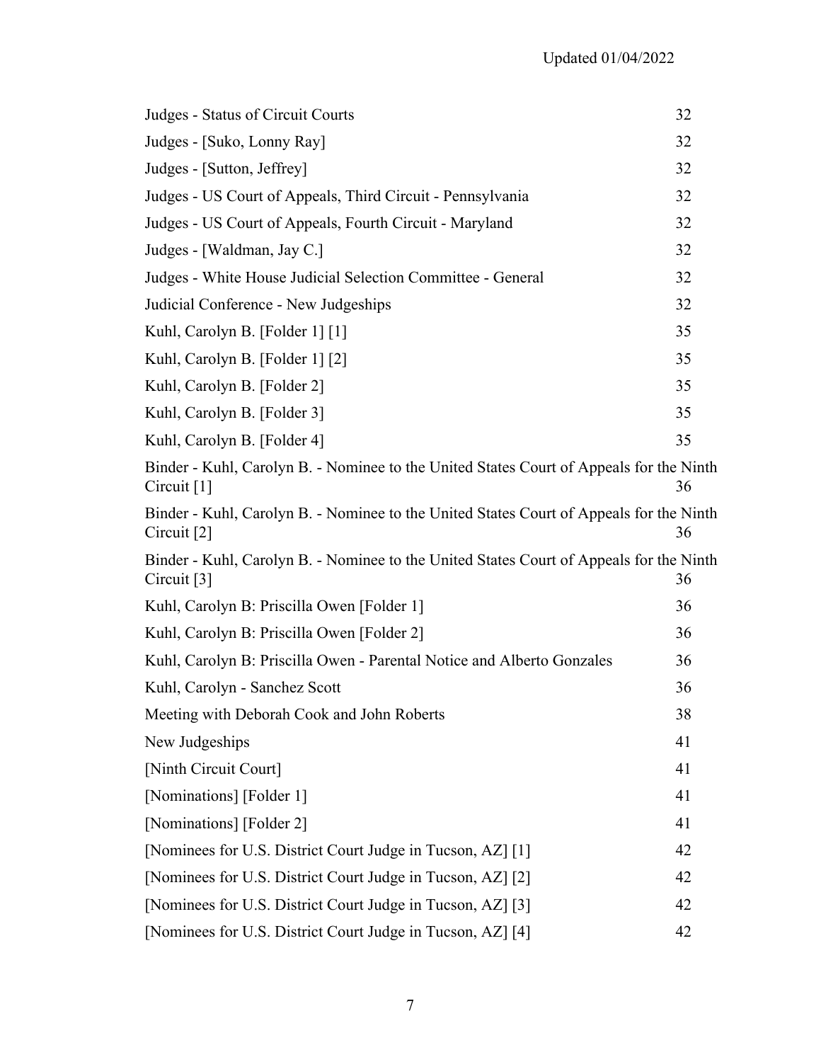| | |
|---|---|
| Judges - Status of Circuit Courts | 32 |
| Judges - [Suko, Lonny Ray] | 32 |
| Judges - [Sutton, Jeffrey] | 32 |
| Judges - US Court of Appeals, Third Circuit - Pennsylvania | 32 |
| Judges - US Court of Appeals, Fourth Circuit - Maryland | 32 |
| Judges - [Waldman, Jay C.] | 32 |
| Judges - White House Judicial Selection Committee - General | 32 |
| Judicial Conference - New Judgeships | 32 |
| Kuhl, Carolyn B. [Folder 1] [1] | 35 |
| Kuhl, Carolyn B. [Folder 1] [2] | 35 |
| Kuhl, Carolyn B. [Folder 2] | 35 |
| Kuhl, Carolyn B. [Folder 3] | 35 |
| Kuhl, Carolyn B. [Folder 4] | 35 |
| Binder - Kuhl, Carolyn B. - Nominee to the United States Court of Appeals for the Ninth Circuit [1] | 36 |
| Binder - Kuhl, Carolyn B. - Nominee to the United States Court of Appeals for the Ninth Circuit [2] | 36 |
| Binder - Kuhl, Carolyn B. - Nominee to the United States Court of Appeals for the Ninth Circuit [3] | 36 |
| Kuhl, Carolyn B: Priscilla Owen [Folder 1] | 36 |
| Kuhl, Carolyn B: Priscilla Owen [Folder 2] | 36 |
| Kuhl, Carolyn B: Priscilla Owen - Parental Notice and Alberto Gonzales | 36 |
| Kuhl, Carolyn - Sanchez Scott | 36 |
| Meeting with Deborah Cook and John Roberts | 38 |
| New Judgeships | 41 |
| [Ninth Circuit Court] | 41 |
| [Nominations] [Folder 1] | 41 |
| [Nominations] [Folder 2] | 41 |
| [Nominees for U.S. District Court Judge in Tucson, AZ] [1] | 42 |
| [Nominees for U.S. District Court Judge in Tucson, AZ] [2] | 42 |
| [Nominees for U.S. District Court Judge in Tucson, AZ] [3] | 42 |
| [Nominees for U.S. District Court Judge in Tucson, AZ] [4] | 42 |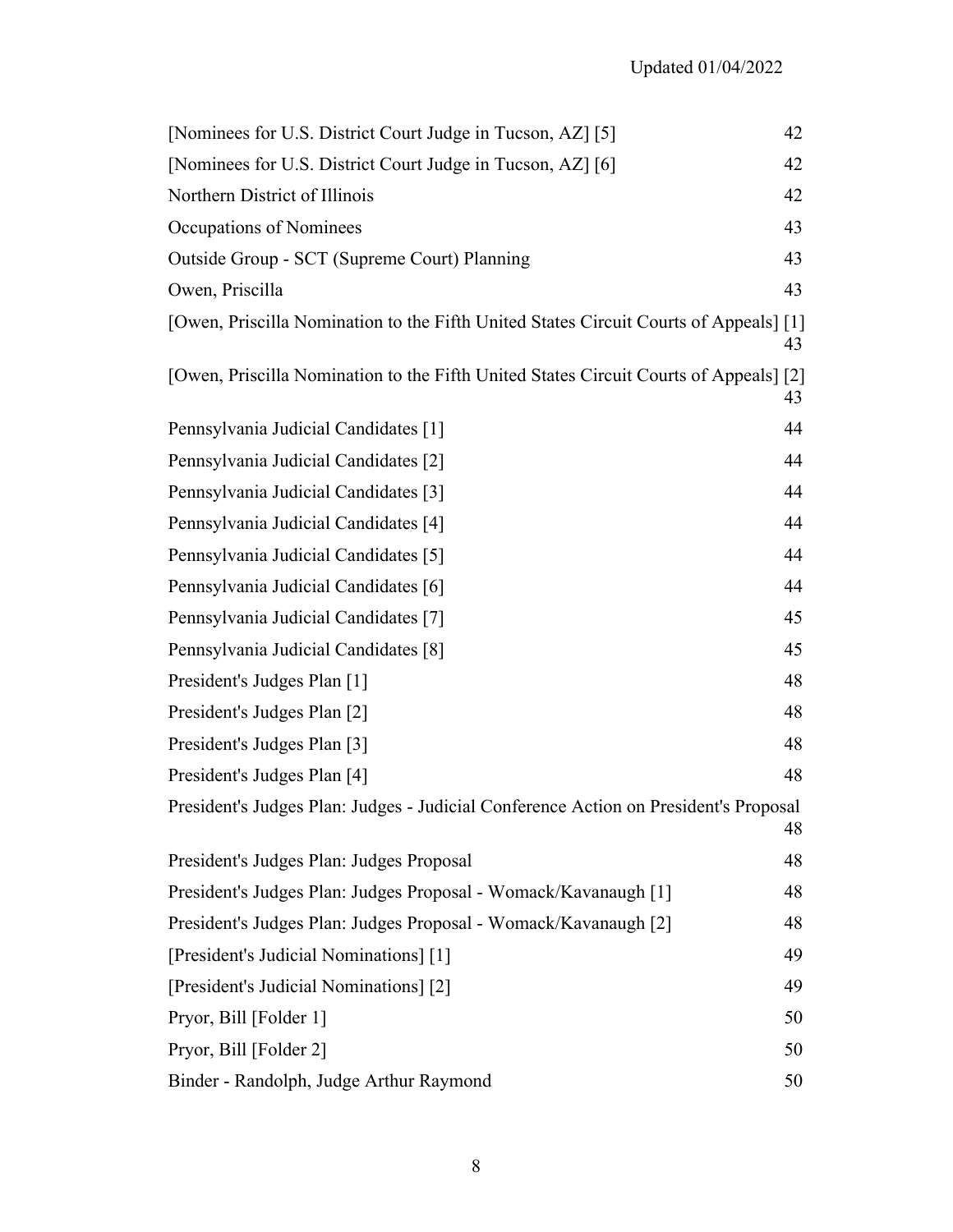Updated 01/04/2022

| | |
|---|---|
| [Nominees for U.S. District Court Judge in Tucson, AZ] [5] | 42 |
| [Nominees for U.S. District Court Judge in Tucson, AZ] [6] | 42 |
| Northern District of Illinois | 42 |
| Occupations of Nominees | 43 |
| Outside Group - SCT (Supreme Court) Planning | 43 |
| Owen, Priscilla | 43 |
| [Owen, Priscilla Nomination to the Fifth United States Circuit Courts of Appeals] [1] | 43 |
| [Owen, Priscilla Nomination to the Fifth United States Circuit Courts of Appeals] [2] | 43 |
| Pennsylvania Judicial Candidates [1] | 44 |
| Pennsylvania Judicial Candidates [2] | 44 |
| Pennsylvania Judicial Candidates [3] | 44 |
| Pennsylvania Judicial Candidates [4] | 44 |
| Pennsylvania Judicial Candidates [5] | 44 |
| Pennsylvania Judicial Candidates [6] | 44 |
| Pennsylvania Judicial Candidates [7] | 45 |
| Pennsylvania Judicial Candidates [8] | 45 |
| President's Judges Plan [1] | 48 |
| President's Judges Plan [2] | 48 |
| President's Judges Plan [3] | 48 |
| President's Judges Plan [4] | 48 |
| President's Judges Plan: Judges - Judicial Conference Action on President's Proposal | 48 |
| President's Judges Plan: Judges Proposal | 48 |
| President's Judges Plan: Judges Proposal - Womack/Kavanaugh [1] | 48 |
| President's Judges Plan: Judges Proposal - Womack/Kavanaugh [2] | 48 |
| [President's Judicial Nominations] [1] | 49 |
| [President's Judicial Nominations] [2] | 49 |
| Pryor, Bill [Folder 1] | 50 |
| Pryor, Bill [Folder 2] | 50 |
| Binder - Randolph, Judge Arthur Raymond | 50 |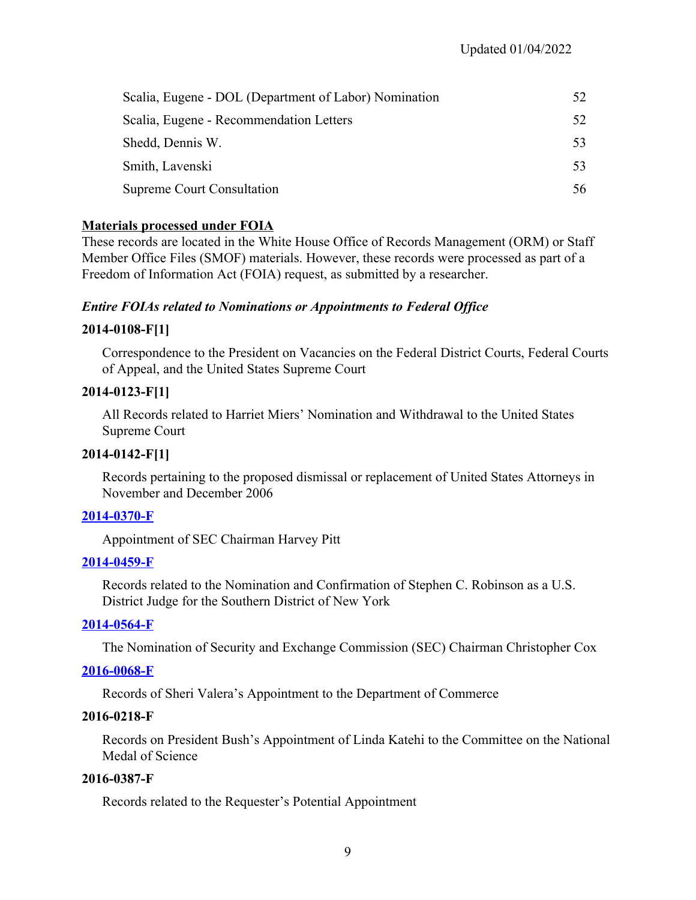| | |
|---|---|
| Scalia, Eugene - DOL (Department of Labor) Nomination | 52 |
| Scalia, Eugene - Recommendation Letters | 52 |
| Shedd, Dennis W. | 53 |
| Smith, Lavenski | 53 |
| Supreme Court Consultation | 56 |

**Materials processed under FOIA**

These records are located in the White House Office of Records Management (ORM) or Staff Member Office Files (SMOF) materials. However, these records were processed as part of a Freedom of Information Act (FOIA) request, as submitted by a researcher.

***Entire FOIAs related to Nominations or Appointments to Federal Office***

**2014-0108-F[1]**

Correspondence to the President on Vacancies on the Federal District Courts, Federal Courts of Appeal, and the United States Supreme Court

**2014-0123-F[1]**

All Records related to Harriet Miers' Nomination and Withdrawal to the United States Supreme Court

**2014-0142-F[1]**

Records pertaining to the proposed dismissal or replacement of United States Attorneys in November and December 2006

**2014-0370-F**

Appointment of SEC Chairman Harvey Pitt

**2014-0459-F**

Records related to the Nomination and Confirmation of Stephen C. Robinson as a U.S. District Judge for the Southern District of New York

**2014-0564-F**

The Nomination of Security and Exchange Commission (SEC) Chairman Christopher Cox

**2016-0068-F**

Records of Sheri Valera's Appointment to the Department of Commerce

**2016-0218-F**

Records on President Bush's Appointment of Linda Katehi to the Committee on the National Medal of Science

**2016-0387-F**

Records related to the Requester's Potential Appointment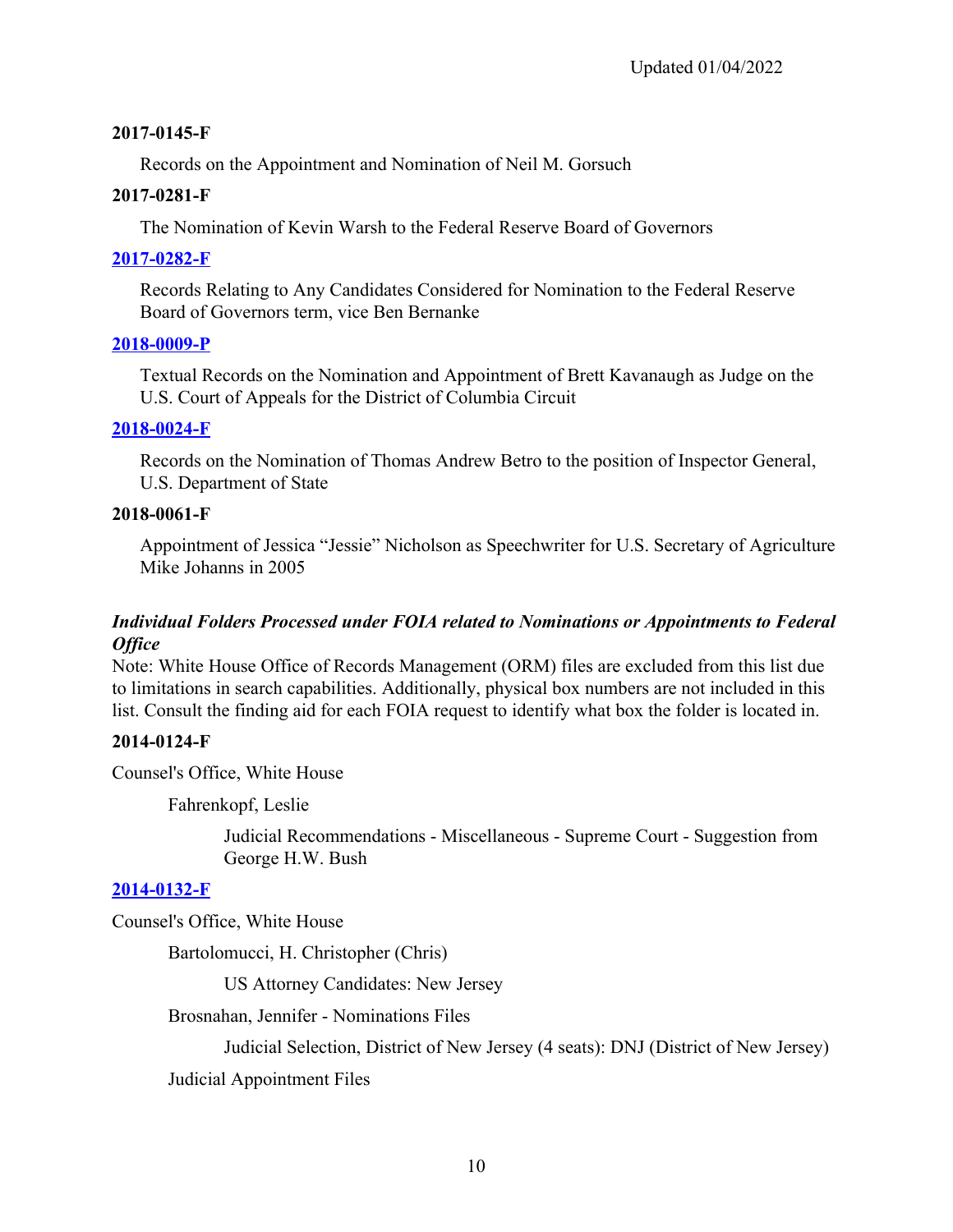**2017-0145-F**

Records on the Appointment and Nomination of Neil M. Gorsuch

**2017-0281-F**

The Nomination of Kevin Warsh to the Federal Reserve Board of Governors

**2017-0282-F**

Records Relating to Any Candidates Considered for Nomination to the Federal Reserve Board of Governors term, vice Ben Bernanke

**2018-0009-P**

Textual Records on the Nomination and Appointment of Brett Kavanaugh as Judge on the U.S. Court of Appeals for the District of Columbia Circuit

**2018-0024-F**

Records on the Nomination of Thomas Andrew Betro to the position of Inspector General, U.S. Department of State

**2018-0061-F**

Appointment of Jessica "Jessie" Nicholson as Speechwriter for U.S. Secretary of Agriculture Mike Johanns in 2005

***Individual Folders Processed under FOIA related to Nominations or Appointments to Federal Office***

Note: White House Office of Records Management (ORM) files are excluded from this list due to limitations in search capabilities. Additionally, physical box numbers are not included in this list. Consult the finding aid for each FOIA request to identify what box the folder is located in.

**2014-0124-F**

Counsel's Office, White House

- Fahrenkopf, Leslie
  - Judicial Recommendations - Miscellaneous - Supreme Court - Suggestion from George H.W. Bush

**2014-0132-F**

Counsel's Office, White House

- Bartolomucci, H. Christopher (Chris)
  - US Attorney Candidates: New Jersey
- Brosnahan, Jennifer - Nominations Files
  - Judicial Selection, District of New Jersey (4 seats): DNJ (District of New Jersey)
- Judicial Appointment Files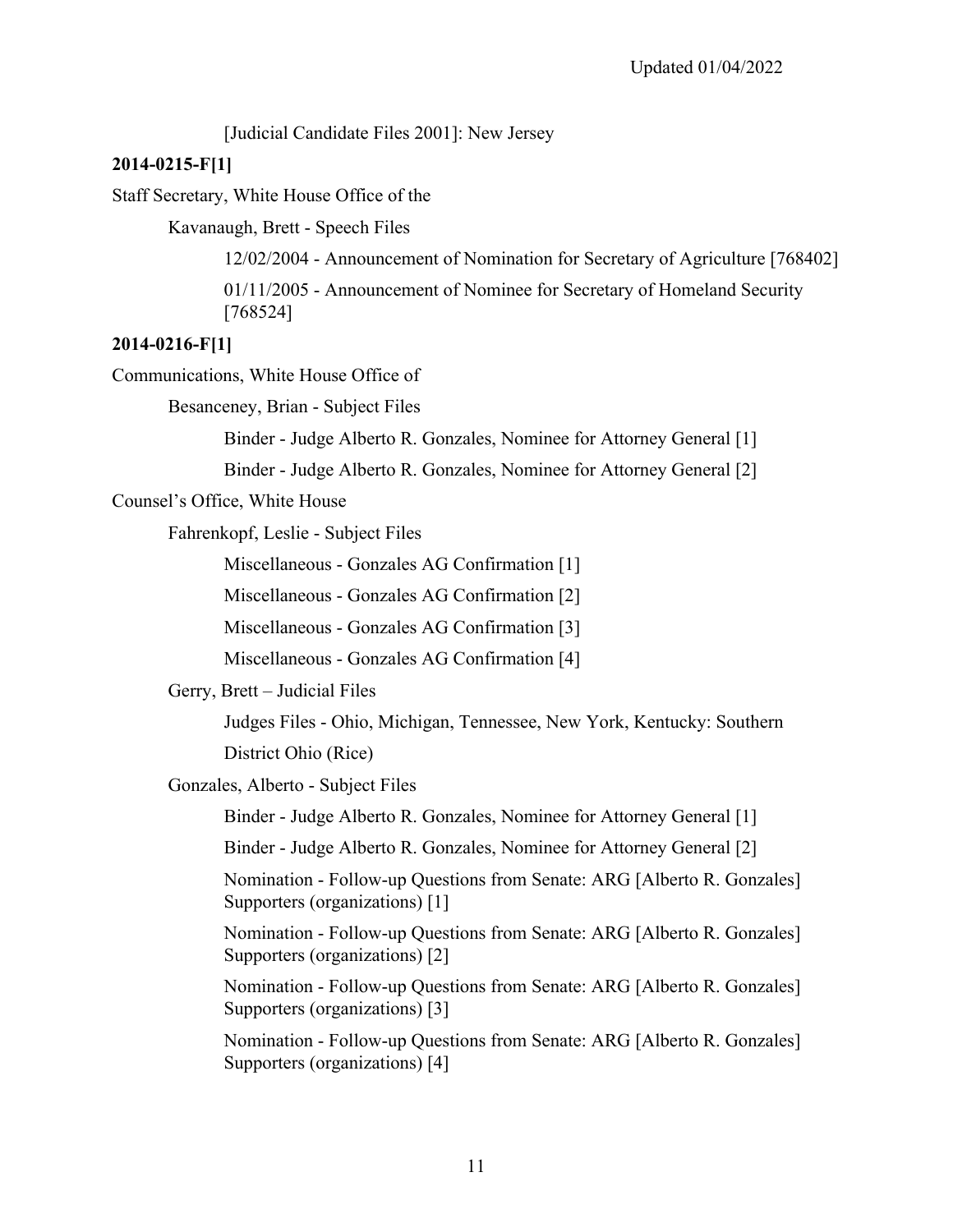[Judicial Candidate Files 2001]: New Jersey

**2014-0215-F[1]**

Staff Secretary, White House Office of the

Kavanaugh, Brett - Speech Files

12/02/2004 - Announcement of Nomination for Secretary of Agriculture [768402]

01/11/2005 - Announcement of Nominee for Secretary of Homeland Security [768524]

**2014-0216-F[1]**

Communications, White House Office of

Besanceney, Brian - Subject Files

Binder - Judge Alberto R. Gonzales, Nominee for Attorney General [1]

Binder - Judge Alberto R. Gonzales, Nominee for Attorney General [2]

Counsel's Office, White House

Fahrenkopf, Leslie - Subject Files

Miscellaneous - Gonzales AG Confirmation [1]

Miscellaneous - Gonzales AG Confirmation [2]

Miscellaneous - Gonzales AG Confirmation [3]

Miscellaneous - Gonzales AG Confirmation [4]

Gerry, Brett – Judicial Files

Judges Files - Ohio, Michigan, Tennessee, New York, Kentucky: Southern District Ohio (Rice)

Gonzales, Alberto - Subject Files

Binder - Judge Alberto R. Gonzales, Nominee for Attorney General [1]

Binder - Judge Alberto R. Gonzales, Nominee for Attorney General [2]

Nomination - Follow-up Questions from Senate: ARG [Alberto R. Gonzales] Supporters (organizations) [1]

Nomination - Follow-up Questions from Senate: ARG [Alberto R. Gonzales] Supporters (organizations) [2]

Nomination - Follow-up Questions from Senate: ARG [Alberto R. Gonzales] Supporters (organizations) [3]

Nomination - Follow-up Questions from Senate: ARG [Alberto R. Gonzales] Supporters (organizations) [4]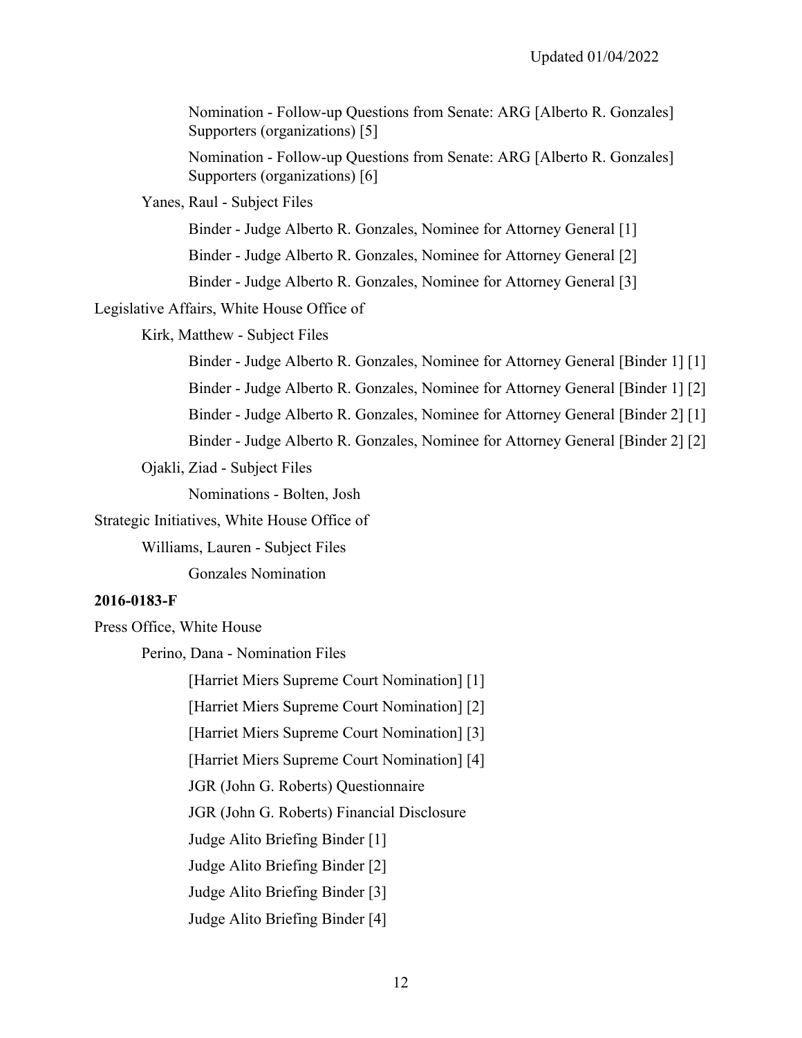Nomination - Follow-up Questions from Senate: ARG [Alberto R. Gonzales] Supporters (organizations) [5]

Nomination - Follow-up Questions from Senate: ARG [Alberto R. Gonzales] Supporters (organizations) [6]

Yanes, Raul - Subject Files

Binder - Judge Alberto R. Gonzales, Nominee for Attorney General [1]

Binder - Judge Alberto R. Gonzales, Nominee for Attorney General [2]

Binder - Judge Alberto R. Gonzales, Nominee for Attorney General [3]

Legislative Affairs, White House Office of

Kirk, Matthew - Subject Files

Binder - Judge Alberto R. Gonzales, Nominee for Attorney General [Binder 1] [1]

Binder - Judge Alberto R. Gonzales, Nominee for Attorney General [Binder 1] [2]

Binder - Judge Alberto R. Gonzales, Nominee for Attorney General [Binder 2] [1]

Binder - Judge Alberto R. Gonzales, Nominee for Attorney General [Binder 2] [2]

Ojakli, Ziad - Subject Files

Nominations - Bolten, Josh

Strategic Initiatives, White House Office of

Williams, Lauren - Subject Files

Gonzales Nomination

**2016-0183-F**

Press Office, White House

Perino, Dana - Nomination Files

[Harriet Miers Supreme Court Nomination] [1]

[Harriet Miers Supreme Court Nomination] [2]

[Harriet Miers Supreme Court Nomination] [3]

[Harriet Miers Supreme Court Nomination] [4]

JGR (John G. Roberts) Questionnaire

JGR (John G. Roberts) Financial Disclosure

Judge Alito Briefing Binder [1]

Judge Alito Briefing Binder [2]

Judge Alito Briefing Binder [3]

Judge Alito Briefing Binder [4]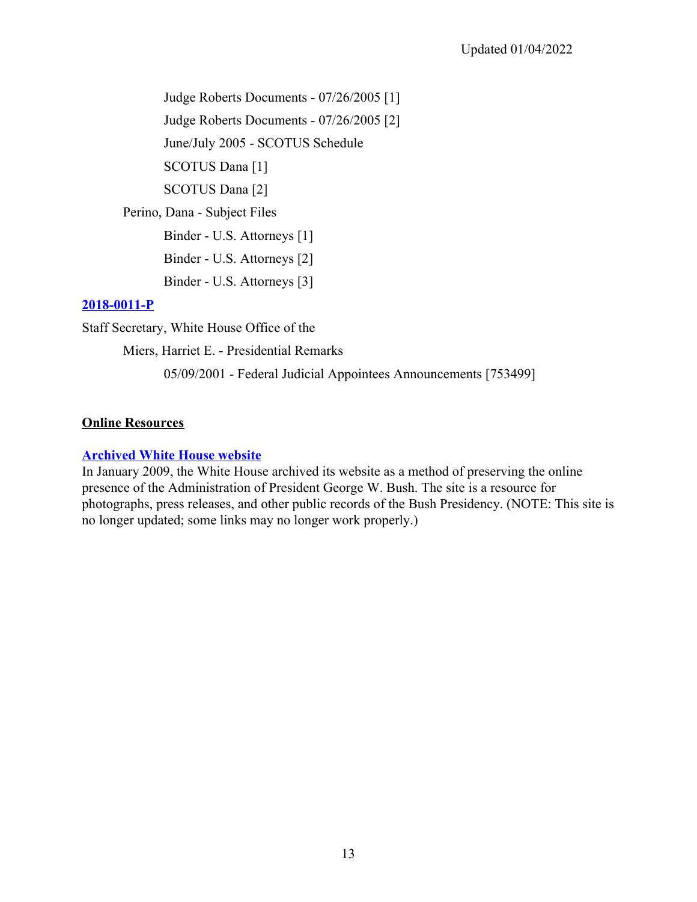Judge Roberts Documents - 07/26/2005 [1]

Judge Roberts Documents - 07/26/2005 [2]

June/July 2005 - SCOTUS Schedule

SCOTUS Dana [1]

SCOTUS Dana [2]

Perino, Dana - Subject Files

Binder - U.S. Attorneys [1]

Binder - U.S. Attorneys [2]

Binder - U.S. Attorneys [3]

**2018-0011-P**

Staff Secretary, White House Office of the

Miers, Harriet E. - Presidential Remarks

05/09/2001 - Federal Judicial Appointees Announcements [753499]

**Online Resources**

**Archived White House website**

In January 2009, the White House archived its website as a method of preserving the online presence of the Administration of President George W. Bush. The site is a resource for photographs, press releases, and other public records of the Bush Presidency. (NOTE: This site is no longer updated; some links may no longer work properly.)